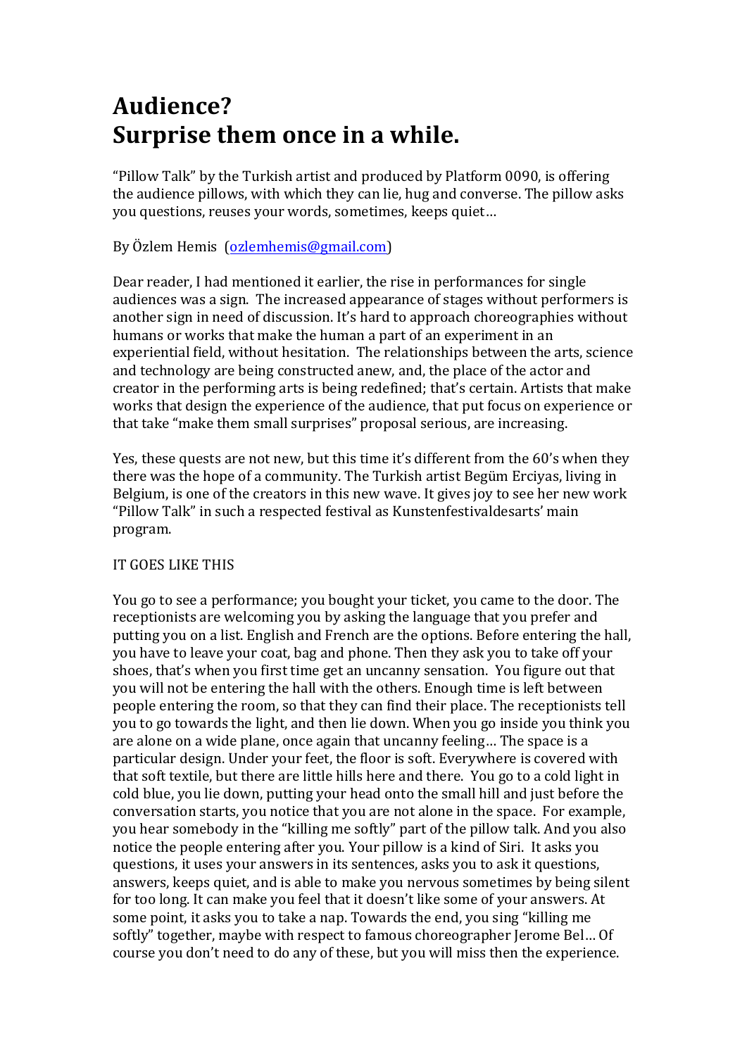# Audience?
# Surprise them once in a while.

"Pillow Talk" by the Turkish artist and produced by Platform 0090, is offering the audience pillows, with which they can lie, hug and converse. The pillow asks you questions, reuses your words, sometimes, keeps quiet…

By Özlem Hemis  (ozlemhemis@gmail.com)

Dear reader, I had mentioned it earlier, the rise in performances for single audiences was a sign.  The increased appearance of stages without performers is another sign in need of discussion. It's hard to approach choreographies without humans or works that make the human a part of an experiment in an experiential field, without hesitation.  The relationships between the arts, science and technology are being constructed anew, and, the place of the actor and creator in the performing arts is being redefined; that's certain. Artists that make works that design the experience of the audience, that put focus on experience or that take "make them small surprises" proposal serious, are increasing.

Yes, these quests are not new, but this time it's different from the 60's when they there was the hope of a community. The Turkish artist Begüm Erciyas, living in Belgium, is one of the creators in this new wave. It gives joy to see her new work "Pillow Talk" in such a respected festival as Kunstenfestivaldesarts' main program.

IT GOES LIKE THIS

You go to see a performance; you bought your ticket, you came to the door. The receptionists are welcoming you by asking the language that you prefer and putting you on a list. English and French are the options. Before entering the hall, you have to leave your coat, bag and phone. Then they ask you to take off your shoes, that's when you first time get an uncanny sensation.  You figure out that you will not be entering the hall with the others. Enough time is left between people entering the room, so that they can find their place. The receptionists tell you to go towards the light, and then lie down. When you go inside you think you are alone on a wide plane, once again that uncanny feeling… The space is a particular design. Under your feet, the floor is soft. Everywhere is covered with that soft textile, but there are little hills here and there.  You go to a cold light in cold blue, you lie down, putting your head onto the small hill and just before the conversation starts, you notice that you are not alone in the space.  For example, you hear somebody in the "killing me softly" part of the pillow talk. And you also notice the people entering after you. Your pillow is a kind of Siri.  It asks you questions, it uses your answers in its sentences, asks you to ask it questions, answers, keeps quiet, and is able to make you nervous sometimes by being silent for too long. It can make you feel that it doesn't like some of your answers. At some point, it asks you to take a nap. Towards the end, you sing "killing me softly" together, maybe with respect to famous choreographer Jerome Bel… Of course you don't need to do any of these, but you will miss then the experience.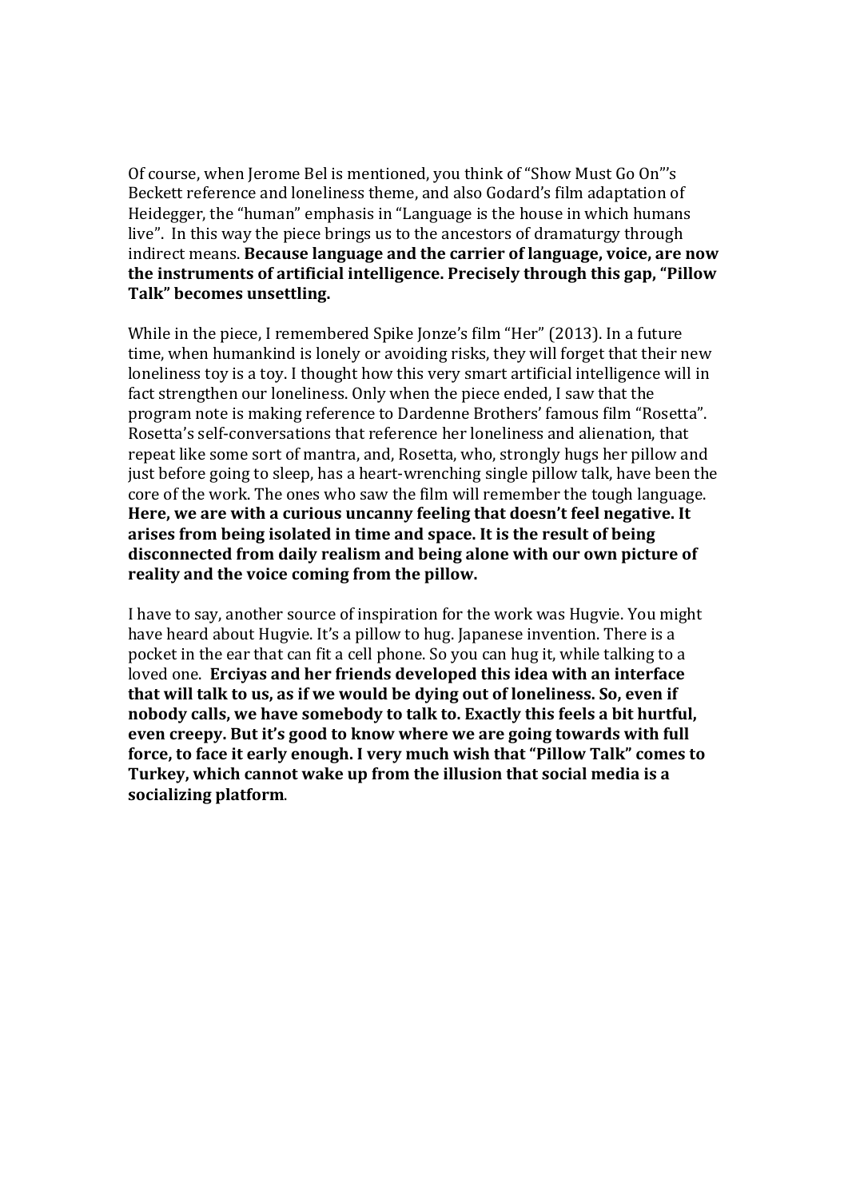Of course, when Jerome Bel is mentioned, you think of "Show Must Go On"'s Beckett reference and loneliness theme, and also Godard's film adaptation of Heidegger, the "human" emphasis in "Language is the house in which humans live". In this way the piece brings us to the ancestors of dramaturgy through indirect means. **Because language and the carrier of language, voice, are now the instruments of artificial intelligence. Precisely through this gap, "Pillow Talk" becomes unsettling.**

While in the piece, I remembered Spike Jonze's film "Her" (2013). In a future time, when humankind is lonely or avoiding risks, they will forget that their new loneliness toy is a toy. I thought how this very smart artificial intelligence will in fact strengthen our loneliness. Only when the piece ended, I saw that the program note is making reference to Dardenne Brothers' famous film "Rosetta". Rosetta's self-conversations that reference her loneliness and alienation, that repeat like some sort of mantra, and, Rosetta, who, strongly hugs her pillow and just before going to sleep, has a heart-wrenching single pillow talk, have been the core of the work. The ones who saw the film will remember the tough language. **Here, we are with a curious uncanny feeling that doesn't feel negative. It arises from being isolated in time and space. It is the result of being disconnected from daily realism and being alone with our own picture of reality and the voice coming from the pillow.**

I have to say, another source of inspiration for the work was Hugvie. You might have heard about Hugvie. It's a pillow to hug. Japanese invention. There is a pocket in the ear that can fit a cell phone. So you can hug it, while talking to a loved one. **Erciyas and her friends developed this idea with an interface that will talk to us, as if we would be dying out of loneliness. So, even if nobody calls, we have somebody to talk to. Exactly this feels a bit hurtful, even creepy. But it's good to know where we are going towards with full force, to face it early enough. I very much wish that "Pillow Talk" comes to Turkey, which cannot wake up from the illusion that social media is a socializing platform**.